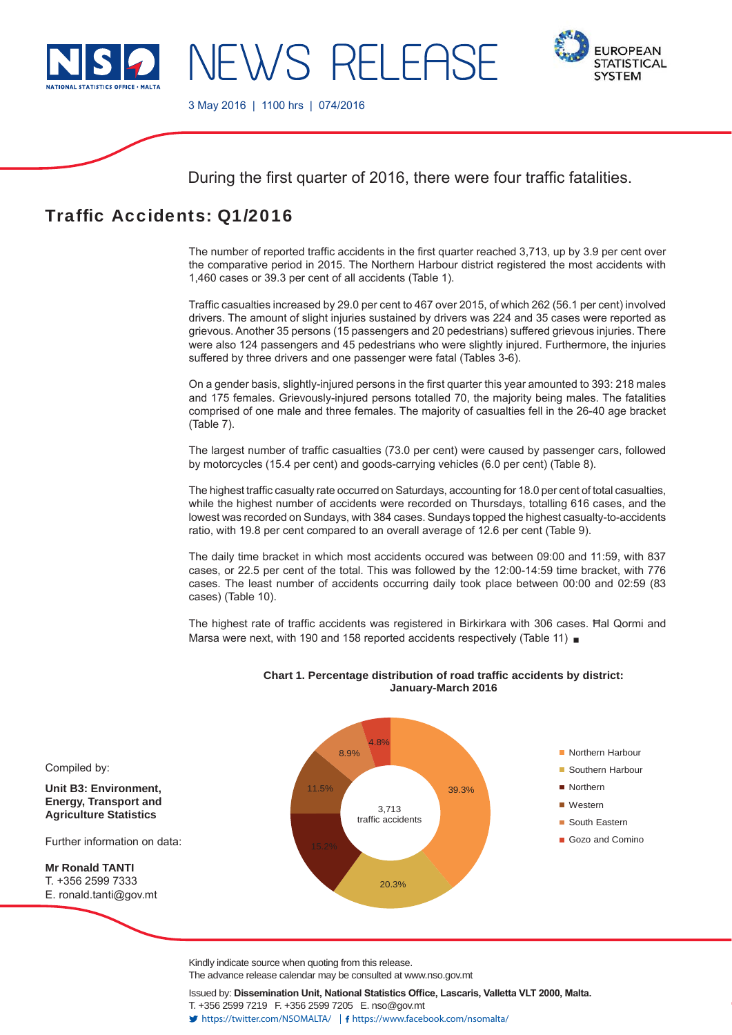NEWS RELEASE

3 May 2016 | 1100 hrs | 074/2016

During the first quarter of 2016, there were four traffic fatalities.

# Traffic Accidents: Q1/2016

The number of reported traffic accidents in the first quarter reached 3,713, up by 3.9 per cent over the comparative period in 2015. The Northern Harbour district registered the most accidents with 1,460 cases or 39.3 per cent of all accidents (Table 1).

Traffic casualties increased by 29.0 per cent to 467 over 2015, of which 262 (56.1 per cent) involved drivers. The amount of slight injuries sustained by drivers was 224 and 35 cases were reported as grievous. Another 35 persons (15 passengers and 20 pedestrians) suffered grievous injuries. There were also 124 passengers and 45 pedestrians who were slightly injured. Furthermore, the injuries suffered by three drivers and one passenger were fatal (Tables 3-6).

On a gender basis, slightly-injured persons in the first quarter this year amounted to 393: 218 males and 175 females. Grievously-injured persons totalled 70, the majority being males. The fatalities comprised of one male and three females. The majority of casualties fell in the 26-40 age bracket (Table 7).

The largest number of traffic casualties (73.0 per cent) were caused by passenger cars, followed by motorcycles (15.4 per cent) and goods-carrying vehicles (6.0 per cent) (Table 8).

The highest traffic casualty rate occurred on Saturdays, accounting for 18.0 per cent of total casualties, while the highest number of accidents were recorded on Thursdays, totalling 616 cases, and the lowest was recorded on Sundays, with 384 cases. Sundays topped the highest casualty-to-accidents ratio, with 19.8 per cent compared to an overall average of 12.6 per cent (Table 9).

The daily time bracket in which most accidents occured was between 09:00 and 11:59, with 837 cases, or 22.5 per cent of the total. This was followed by the 12:00-14:59 time bracket, with 776 cases. The least number of accidents occurring daily took place between 00:00 and 02:59 (83 cases) (Table 10).

The highest rate of traffic accidents was registered in Birkirkara with 306 cases. Ħal Qormi and Marsa were next, with 190 and 158 reported accidents respectively (Table 11) ■

**Chart 1. Percentage distribution of road traffic accidents by district: January-March 2016**

3,713 traffic accidents

| District | Percentage |
|---|---|
| Northern Harbour | 39.3% |
| Southern Harbour | 20.3% |
| Northern | 15.2% |
| Western | 11.5% |
| South Eastern | 8.9% |
| Gozo and Comino | 4.8% |

Compiled by:

**Unit B3: Environment, Energy, Transport and Agriculture Statistics**

Further information on data:

**Mr Ronald TANTI**
T. +356 2599 7333
E. ronald.tanti@gov.mt

Kindly indicate source when quoting from this release.
The advance release calendar may be consulted at www.nso.gov.mt

Issued by: **Dissemination Unit, National Statistics Office, Lascaris, Valletta VLT 2000, Malta.**
T. +356 2599 7219 F. +356 2599 7205 E. nso@gov.mt
https://twitter.com/NSOMALTA/ | https://www.facebook.com/nsomalta/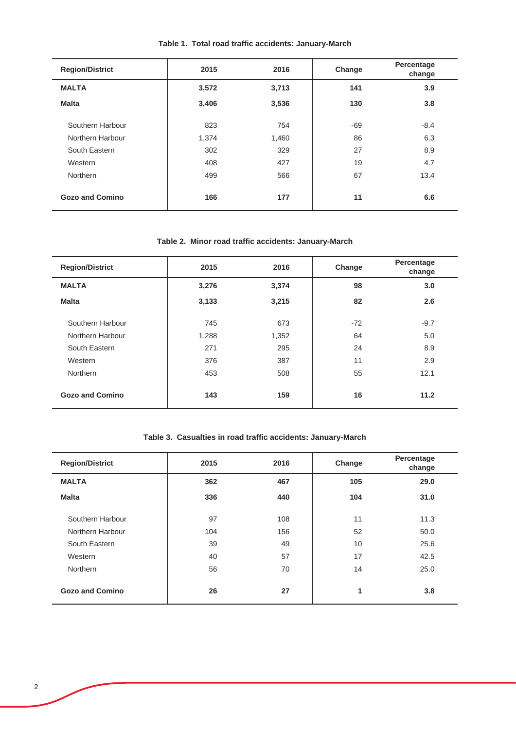**Table 1. Total road traffic accidents: January-March**

| Region/District | 2015 | 2016 | Change | Percentage change |
|---|---|---|---|---|
| **MALTA** | **3,572** | **3,713** | **141** | **3.9** |
| **Malta** | **3,406** | **3,536** | **130** | **3.8** |
| Southern Harbour | 823 | 754 | -69 | -8.4 |
| Northern Harbour | 1,374 | 1,460 | 86 | 6.3 |
| South Eastern | 302 | 329 | 27 | 8.9 |
| Western | 408 | 427 | 19 | 4.7 |
| Northern | 499 | 566 | 67 | 13.4 |
| **Gozo and Comino** | **166** | **177** | **11** | **6.6** |

**Table 2. Minor road traffic accidents: January-March**

| Region/District | 2015 | 2016 | Change | Percentage change |
|---|---|---|---|---|
| **MALTA** | **3,276** | **3,374** | **98** | **3.0** |
| **Malta** | **3,133** | **3,215** | **82** | **2.6** |
| Southern Harbour | 745 | 673 | -72 | -9.7 |
| Northern Harbour | 1,288 | 1,352 | 64 | 5.0 |
| South Eastern | 271 | 295 | 24 | 8.9 |
| Western | 376 | 387 | 11 | 2.9 |
| Northern | 453 | 508 | 55 | 12.1 |
| **Gozo and Comino** | **143** | **159** | **16** | **11.2** |

**Table 3. Casualties in road traffic accidents: January-March**

| Region/District | 2015 | 2016 | Change | Percentage change |
|---|---|---|---|---|
| **MALTA** | **362** | **467** | **105** | **29.0** |
| **Malta** | **336** | **440** | **104** | **31.0** |
| Southern Harbour | 97 | 108 | 11 | 11.3 |
| Northern Harbour | 104 | 156 | 52 | 50.0 |
| South Eastern | 39 | 49 | 10 | 25.6 |
| Western | 40 | 57 | 17 | 42.5 |
| Northern | 56 | 70 | 14 | 25.0 |
| **Gozo and Comino** | **26** | **27** | **1** | **3.8** |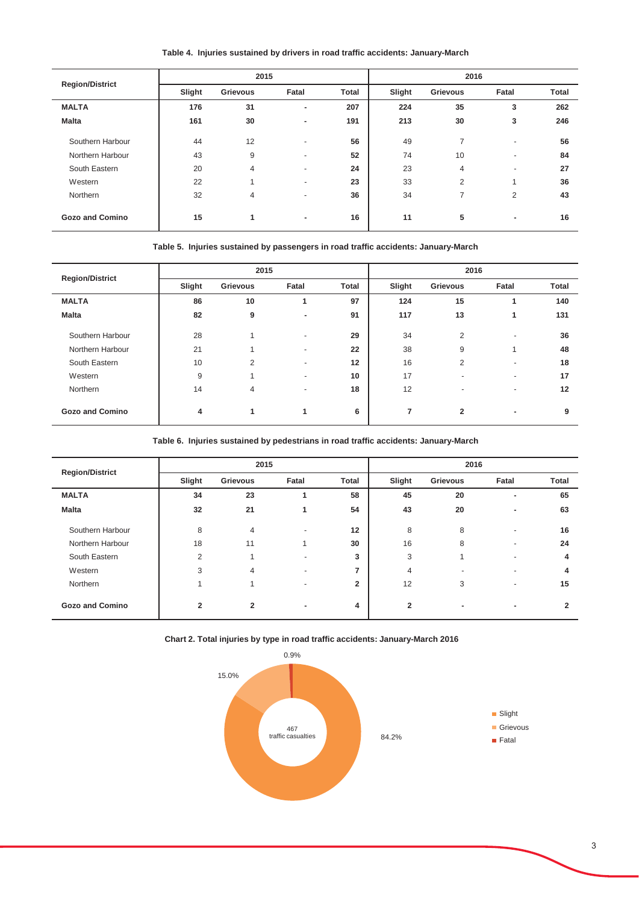**Table 4. Injuries sustained by drivers in road traffic accidents: January-March**

| Region/District | 2015 | | | | 2016 | | | |
|---|---|---|---|---|---|---|---|---|
| | Slight | Grievous | Fatal | Total | Slight | Grievous | Fatal | Total |
| **MALTA** | **176** | **31** | **-** | **207** | **224** | **35** | **3** | **262** |
| **Malta** | **161** | **30** | **-** | **191** | **213** | **30** | **3** | **246** |
| Southern Harbour | 44 | 12 | - | **56** | 49 | 7 | - | **56** |
| Northern Harbour | 43 | 9 | - | **52** | 74 | 10 | - | **84** |
| South Eastern | 20 | 4 | - | **24** | 23 | 4 | - | **27** |
| Western | 22 | 1 | - | **23** | 33 | 2 | 1 | **36** |
| Northern | 32 | 4 | - | **36** | 34 | 7 | 2 | **43** |
| **Gozo and Comino** | **15** | **1** | **-** | **16** | **11** | **5** | **-** | **16** |

**Table 5. Injuries sustained by passengers in road traffic accidents: January-March**

| Region/District | 2015 | | | | 2016 | | | |
|---|---|---|---|---|---|---|---|---|
| | Slight | Grievous | Fatal | Total | Slight | Grievous | Fatal | Total |
| **MALTA** | **86** | **10** | **1** | **97** | **124** | **15** | **1** | **140** |
| **Malta** | **82** | **9** | **-** | **91** | **117** | **13** | **1** | **131** |
| Southern Harbour | 28 | 1 | - | **29** | 34 | 2 | - | **36** |
| Northern Harbour | 21 | 1 | - | **22** | 38 | 9 | 1 | **48** |
| South Eastern | 10 | 2 | - | **12** | 16 | 2 | - | **18** |
| Western | 9 | 1 | - | **10** | 17 | - | - | **17** |
| Northern | 14 | 4 | - | **18** | 12 | - | - | **12** |
| **Gozo and Comino** | **4** | **1** | **1** | **6** | **7** | **2** | **-** | **9** |

**Table 6. Injuries sustained by pedestrians in road traffic accidents: January-March**

| Region/District | 2015 | | | | 2016 | | | |
|---|---|---|---|---|---|---|---|---|
| | Slight | Grievous | Fatal | Total | Slight | Grievous | Fatal | Total |
| **MALTA** | **34** | **23** | **1** | **58** | **45** | **20** | **-** | **65** |
| **Malta** | **32** | **21** | **1** | **54** | **43** | **20** | **-** | **63** |
| Southern Harbour | 8 | 4 | - | **12** | 8 | 8 | - | **16** |
| Northern Harbour | 18 | 11 | 1 | **30** | 16 | 8 | - | **24** |
| South Eastern | 2 | 1 | - | **3** | 3 | 1 | - | **4** |
| Western | 3 | 4 | - | **7** | 4 | - | - | **4** |
| Northern | 1 | 1 | - | **2** | 12 | 3 | - | **15** |
| **Gozo and Comino** | **2** | **2** | **-** | **4** | **2** | **-** | **-** | **2** |

**Chart 2. Total injuries by type in road traffic accidents: January-March 2016**

467 traffic casualties

- Slight: 84.2%
- Grievous: 15.0%
- Fatal: 0.9%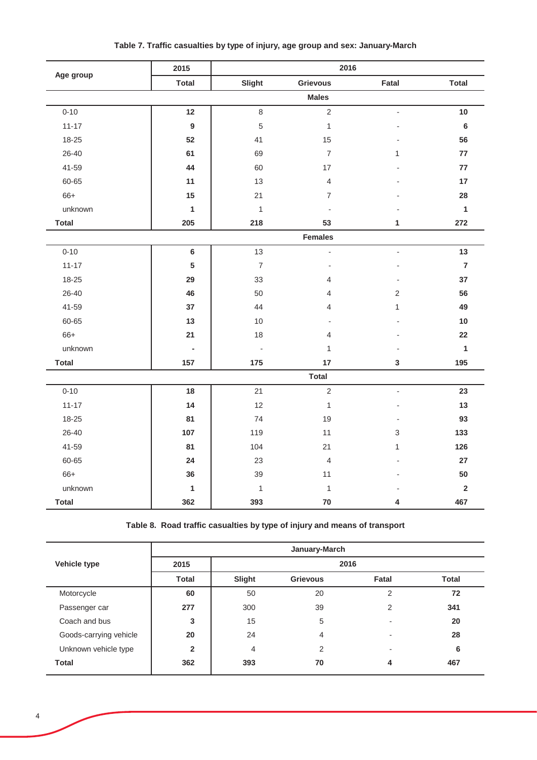**Table 7. Traffic casualties by type of injury, age group and sex: January-March**

| Age group | 2015 | 2016 | | | |
|---|---|---|---|---|---|
| | Total | Slight | Grievous | Fatal | Total |
| | | **Males** | | | |
| 0-10 | **12** | 8 | 2 | - | **10** |
| 11-17 | **9** | 5 | 1 | - | **6** |
| 18-25 | **52** | 41 | 15 | - | **56** |
| 26-40 | **61** | 69 | 7 | 1 | **77** |
| 41-59 | **44** | 60 | 17 | - | **77** |
| 60-65 | **11** | 13 | 4 | - | **17** |
| 66+ | **15** | 21 | 7 | - | **28** |
| unknown | **1** | 1 | - | - | **1** |
| **Total** | **205** | **218** | **53** | **1** | **272** |
| | | **Females** | | | |
| 0-10 | **6** | 13 | - | - | **13** |
| 11-17 | **5** | 7 | - | - | **7** |
| 18-25 | **29** | 33 | 4 | - | **37** |
| 26-40 | **46** | 50 | 4 | 2 | **56** |
| 41-59 | **37** | 44 | 4 | 1 | **49** |
| 60-65 | **13** | 10 | - | - | **10** |
| 66+ | **21** | 18 | 4 | - | **22** |
| unknown | **-** | - | 1 | - | **1** |
| **Total** | **157** | **175** | **17** | **3** | **195** |
| | | **Total** | | | |
| 0-10 | **18** | 21 | 2 | - | **23** |
| 11-17 | **14** | 12 | 1 | - | **13** |
| 18-25 | **81** | 74 | 19 | - | **93** |
| 26-40 | **107** | 119 | 11 | 3 | **133** |
| 41-59 | **81** | 104 | 21 | 1 | **126** |
| 60-65 | **24** | 23 | 4 | - | **27** |
| 66+ | **36** | 39 | 11 | - | **50** |
| unknown | **1** | 1 | 1 | - | **2** |
| **Total** | **362** | **393** | **70** | **4** | **467** |

**Table 8. Road traffic casualties by type of injury and means of transport**

| Vehicle type | January-March | | | | |
|---|---|---|---|---|---|
| | 2015 | 2016 | | | |
| | Total | Slight | Grievous | Fatal | Total |
| Motorcycle | **60** | 50 | 20 | 2 | **72** |
| Passenger car | **277** | 300 | 39 | 2 | **341** |
| Coach and bus | **3** | 15 | 5 | - | **20** |
| Goods-carrying vehicle | **20** | 24 | 4 | - | **28** |
| Unknown vehicle type | **2** | 4 | 2 | - | **6** |
| **Total** | **362** | **393** | **70** | **4** | **467** |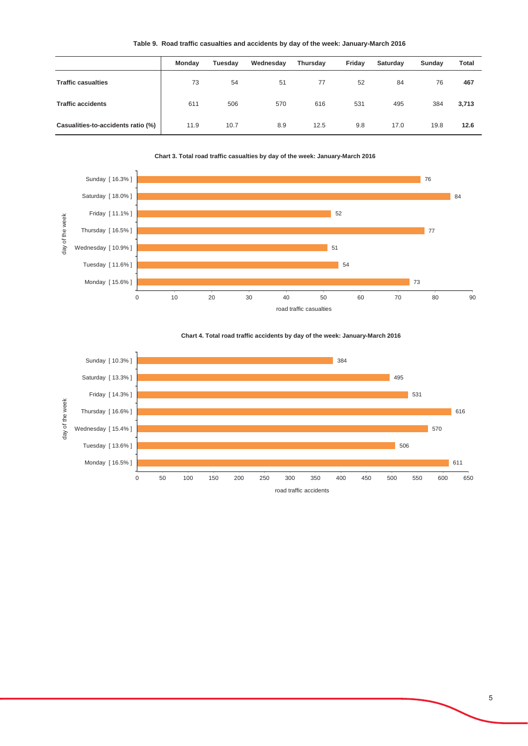**Table 9. Road traffic casualties and accidents by day of the week: January-March 2016**

| | Monday | Tuesday | Wednesday | Thursday | Friday | Saturday | Sunday | Total |
|---|---|---|---|---|---|---|---|---|
| **Traffic casualties** | 73 | 54 | 51 | 77 | 52 | 84 | 76 | **467** |
| **Traffic accidents** | 611 | 506 | 570 | 616 | 531 | 495 | 384 | **3,713** |
| **Casualities-to-accidents ratio (%)** | 11.9 | 10.7 | 8.9 | 12.5 | 9.8 | 17.0 | 19.8 | **12.6** |

**Chart 3. Total road traffic casualties by day of the week: January-March 2016**

| day of the week | road traffic casualties |
|---|---|
| Sunday [ 16.3% ] | 76 |
| Saturday [ 18.0% ] | 84 |
| Friday [ 11.1% ] | 52 |
| Thursday [ 16.5% ] | 77 |
| Wednesday [ 10.9% ] | 51 |
| Tuesday [ 11.6% ] | 54 |
| Monday [ 15.6% ] | 73 |

**Chart 4. Total road traffic accidents by day of the week: January-March 2016**

| day of the week | road traffic accidents |
|---|---|
| Sunday [ 10.3% ] | 384 |
| Saturday [ 13.3% ] | 495 |
| Friday [ 14.3% ] | 531 |
| Thursday [ 16.6% ] | 616 |
| Wednesday [ 15.4% ] | 570 |
| Tuesday [ 13.6% ] | 506 |
| Monday [ 16.5% ] | 611 |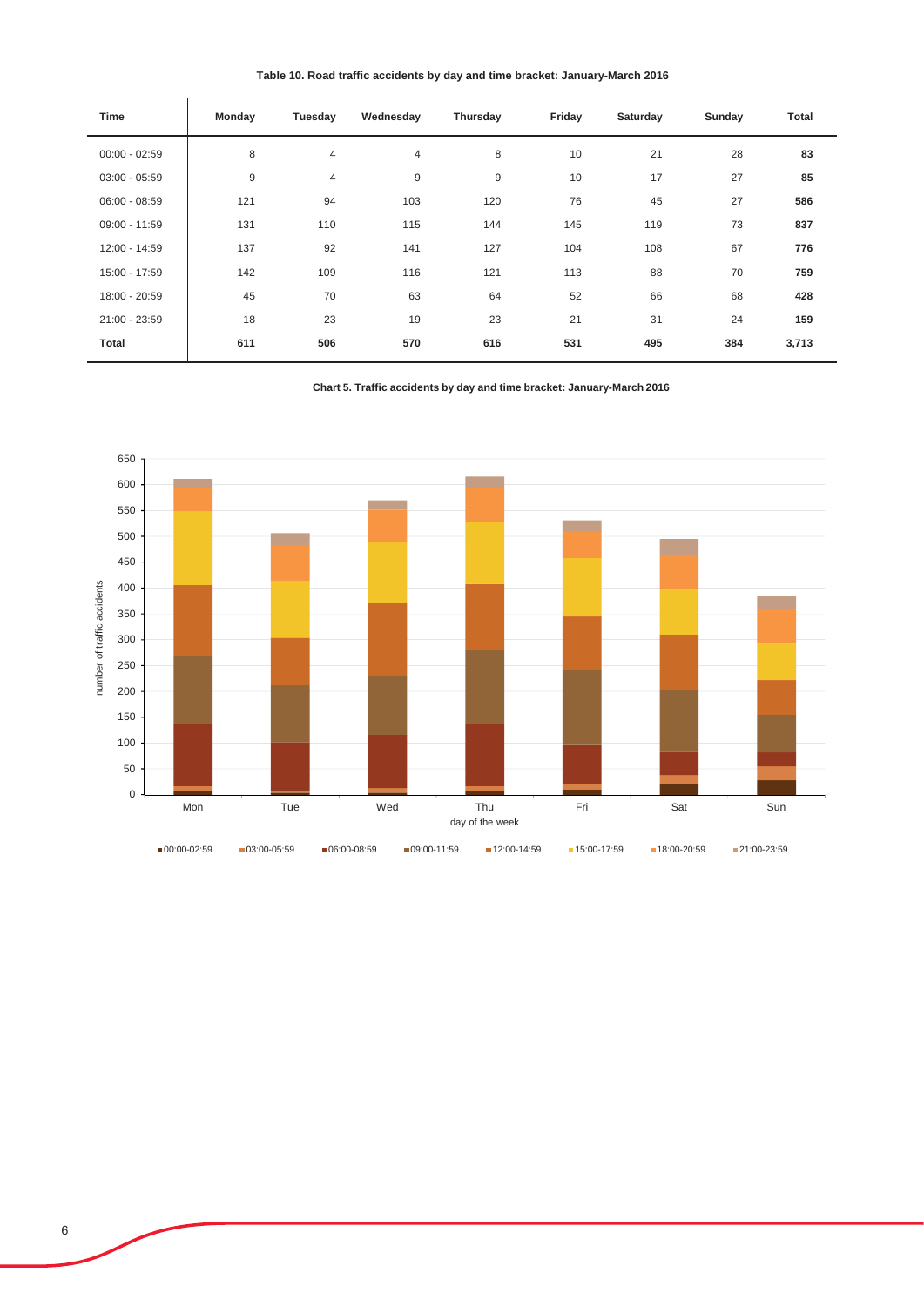**Table 10. Road traffic accidents by day and time bracket: January-March 2016**

| Time | Monday | Tuesday | Wednesday | Thursday | Friday | Saturday | Sunday | Total |
|---|---|---|---|---|---|---|---|---|
| 00:00 - 02:59 | 8 | 4 | 4 | 8 | 10 | 21 | 28 | **83** |
| 03:00 - 05:59 | 9 | 4 | 9 | 9 | 10 | 17 | 27 | **85** |
| 06:00 - 08:59 | 121 | 94 | 103 | 120 | 76 | 45 | 27 | **586** |
| 09:00 - 11:59 | 131 | 110 | 115 | 144 | 145 | 119 | 73 | **837** |
| 12:00 - 14:59 | 137 | 92 | 141 | 127 | 104 | 108 | 67 | **776** |
| 15:00 - 17:59 | 142 | 109 | 116 | 121 | 113 | 88 | 70 | **759** |
| 18:00 - 20:59 | 45 | 70 | 63 | 64 | 52 | 66 | 68 | **428** |
| 21:00 - 23:59 | 18 | 23 | 19 | 23 | 21 | 31 | 24 | **159** |
| **Total** | **611** | **506** | **570** | **616** | **531** | **495** | **384** | **3,713** |

**Chart 5. Traffic accidents by day and time bracket: January-March 2016**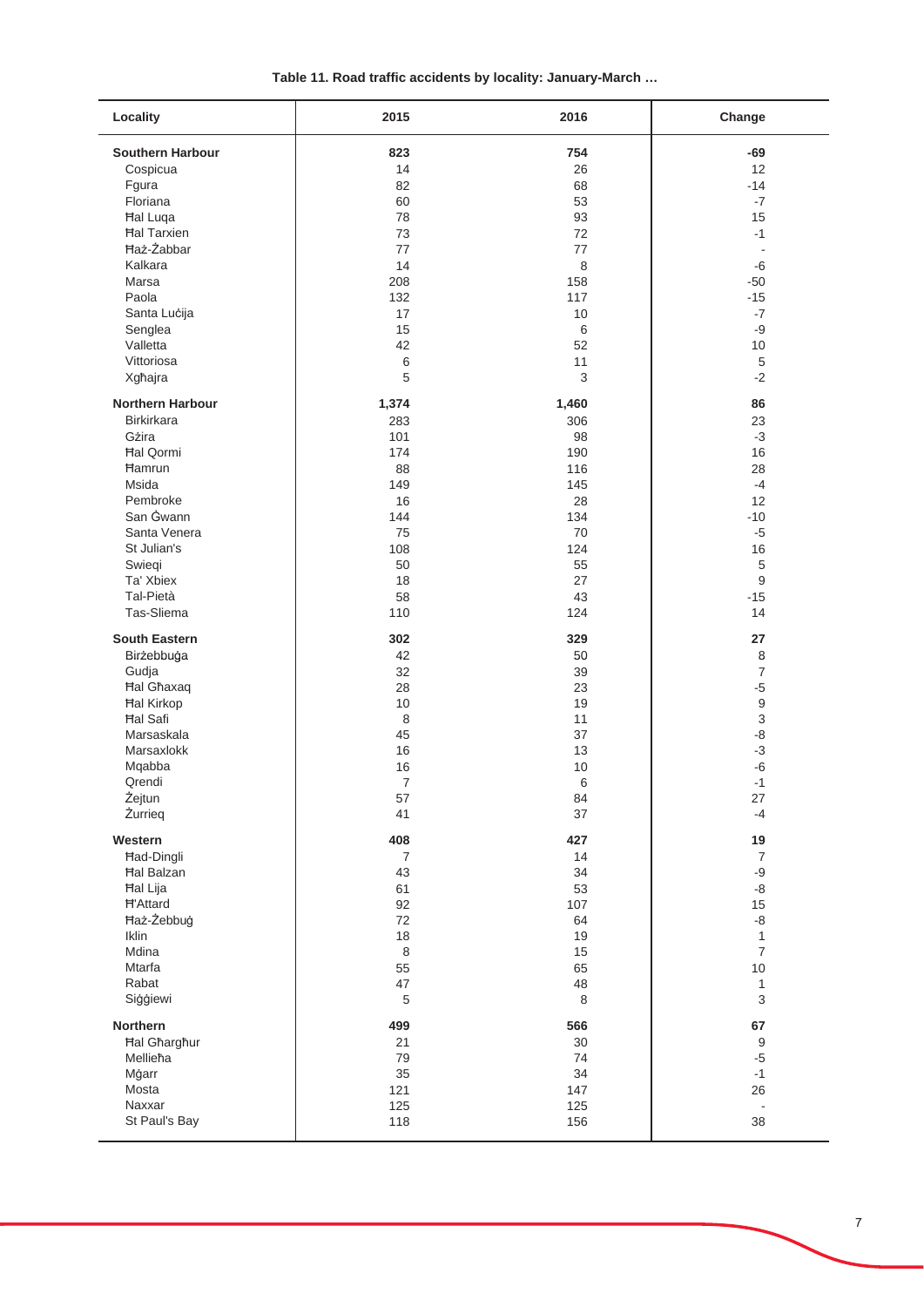**Table 11. Road traffic accidents by locality: January-March …**

| Locality | 2015 | 2016 | Change |
|---|---|---|---|
| **Southern Harbour** | **823** | **754** | **-69** |
| Cospicua | 14 | 26 | 12 |
| Fgura | 82 | 68 | -14 |
| Floriana | 60 | 53 | -7 |
| Ħal Luqa | 78 | 93 | 15 |
| Ħal Tarxien | 73 | 72 | -1 |
| Ħaż-Żabbar | 77 | 77 | - |
| Kalkara | 14 | 8 | -6 |
| Marsa | 208 | 158 | -50 |
| Paola | 132 | 117 | -15 |
| Santa Luċija | 17 | 10 | -7 |
| Senglea | 15 | 6 | -9 |
| Valletta | 42 | 52 | 10 |
| Vittoriosa | 6 | 11 | 5 |
| Xgħajra | 5 | 3 | -2 |
| **Northern Harbour** | **1,374** | **1,460** | **86** |
| Birkirkara | 283 | 306 | 23 |
| Gżira | 101 | 98 | -3 |
| Ħal Qormi | 174 | 190 | 16 |
| Ħamrun | 88 | 116 | 28 |
| Msida | 149 | 145 | -4 |
| Pembroke | 16 | 28 | 12 |
| San Ġwann | 144 | 134 | -10 |
| Santa Venera | 75 | 70 | -5 |
| St Julian's | 108 | 124 | 16 |
| Swieqi | 50 | 55 | 5 |
| Ta' Xbiex | 18 | 27 | 9 |
| Tal-Pietà | 58 | 43 | -15 |
| Tas-Sliema | 110 | 124 | 14 |
| **South Eastern** | **302** | **329** | **27** |
| Birżebbuġa | 42 | 50 | 8 |
| Gudja | 32 | 39 | 7 |
| Ħal Għaxaq | 28 | 23 | -5 |
| Ħal Kirkop | 10 | 19 | 9 |
| Ħal Safi | 8 | 11 | 3 |
| Marsaskala | 45 | 37 | -8 |
| Marsaxlokk | 16 | 13 | -3 |
| Mqabba | 16 | 10 | -6 |
| Qrendi | 7 | 6 | -1 |
| Żejtun | 57 | 84 | 27 |
| Żurrieq | 41 | 37 | -4 |
| **Western** | **408** | **427** | **19** |
| Ħad-Dingli | 7 | 14 | 7 |
| Ħal Balzan | 43 | 34 | -9 |
| Ħal Lija | 61 | 53 | -8 |
| Ħ'Attard | 92 | 107 | 15 |
| Ħaż-Żebbuġ | 72 | 64 | -8 |
| Iklin | 18 | 19 | 1 |
| Mdina | 8 | 15 | 7 |
| Mtarfa | 55 | 65 | 10 |
| Rabat | 47 | 48 | 1 |
| Siġġiewi | 5 | 8 | 3 |
| **Northern** | **499** | **566** | **67** |
| Ħal Għargħur | 21 | 30 | 9 |
| Mellieħa | 79 | 74 | -5 |
| Mġarr | 35 | 34 | -1 |
| Mosta | 121 | 147 | 26 |
| Naxxar | 125 | 125 | - |
| St Paul's Bay | 118 | 156 | 38 |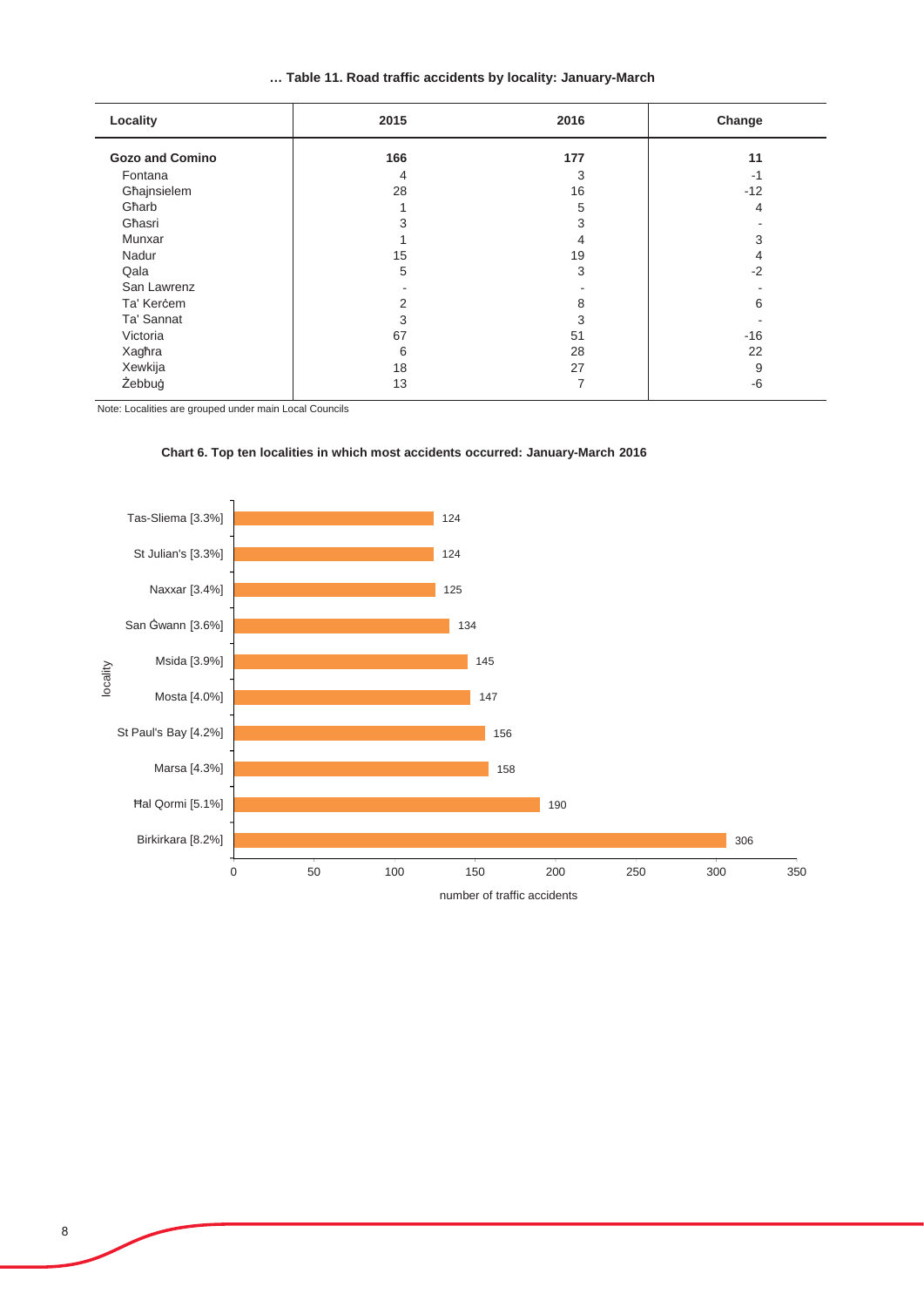**… Table 11. Road traffic accidents by locality: January-March**

| Locality | 2015 | 2016 | Change |
|---|---|---|---|
| **Gozo and Comino** | **166** | **177** | **11** |
| Fontana | 4 | 3 | -1 |
| Għajnsielem | 28 | 16 | -12 |
| Għarb | 1 | 5 | 4 |
| Għasri | 3 | 3 | - |
| Munxar | 1 | 4 | 3 |
| Nadur | 15 | 19 | 4 |
| Qala | 5 | 3 | -2 |
| San Lawrenz | - | - | - |
| Ta' Kerċem | 2 | 8 | 6 |
| Ta' Sannat | 3 | 3 | - |
| Victoria | 67 | 51 | -16 |
| Xagħra | 6 | 28 | 22 |
| Xewkija | 18 | 27 | 9 |
| Żebbuġ | 13 | 7 | -6 |

Note: Localities are grouped under main Local Councils

**Chart 6. Top ten localities in which most accidents occurred: January-March 2016**

| locality | number of traffic accidents |
|---|---|
| Tas-Sliema [3.3%] | 124 |
| St Julian's [3.3%] | 124 |
| Naxxar [3.4%] | 125 |
| San Ġwann [3.6%] | 134 |
| Msida [3.9%] | 145 |
| Mosta [4.0%] | 147 |
| St Paul's Bay [4.2%] | 156 |
| Marsa [4.3%] | 158 |
| Ħal Qormi [5.1%] | 190 |
| Birkirkara [8.2%] | 306 |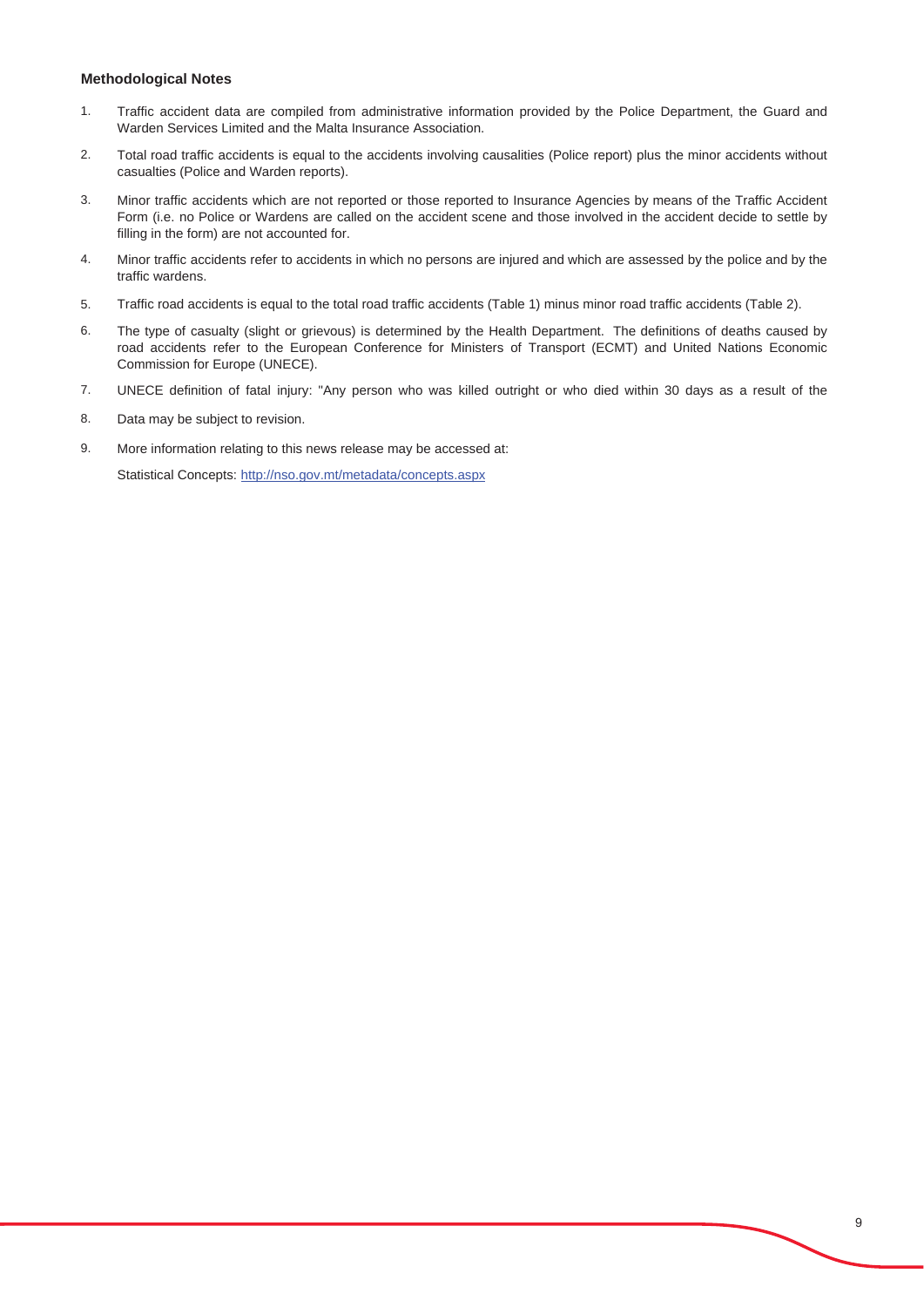### Methodological Notes

1. Traffic accident data are compiled from administrative information provided by the Police Department, the Guard and Warden Services Limited and the Malta Insurance Association.
2. Total road traffic accidents is equal to the accidents involving causalities (Police report) plus the minor accidents without casualties (Police and Warden reports).
3. Minor traffic accidents which are not reported or those reported to Insurance Agencies by means of the Traffic Accident Form (i.e. no Police or Wardens are called on the accident scene and those involved in the accident decide to settle by filling in the form) are not accounted for.
4. Minor traffic accidents refer to accidents in which no persons are injured and which are assessed by the police and by the traffic wardens.
5. Traffic road accidents is equal to the total road traffic accidents (Table 1) minus minor road traffic accidents (Table 2).
6. The type of casualty (slight or grievous) is determined by the Health Department. The definitions of deaths caused by road accidents refer to the European Conference for Ministers of Transport (ECMT) and United Nations Economic Commission for Europe (UNECE).
7. UNECE definition of fatal injury: "Any person who was killed outright or who died within 30 days as a result of the
8. Data may be subject to revision.
9. More information relating to this news release may be accessed at:

   Statistical Concepts: [http://nso.gov.mt/metadata/concepts.aspx](http://nso.gov.mt/metadata/concepts.aspx)